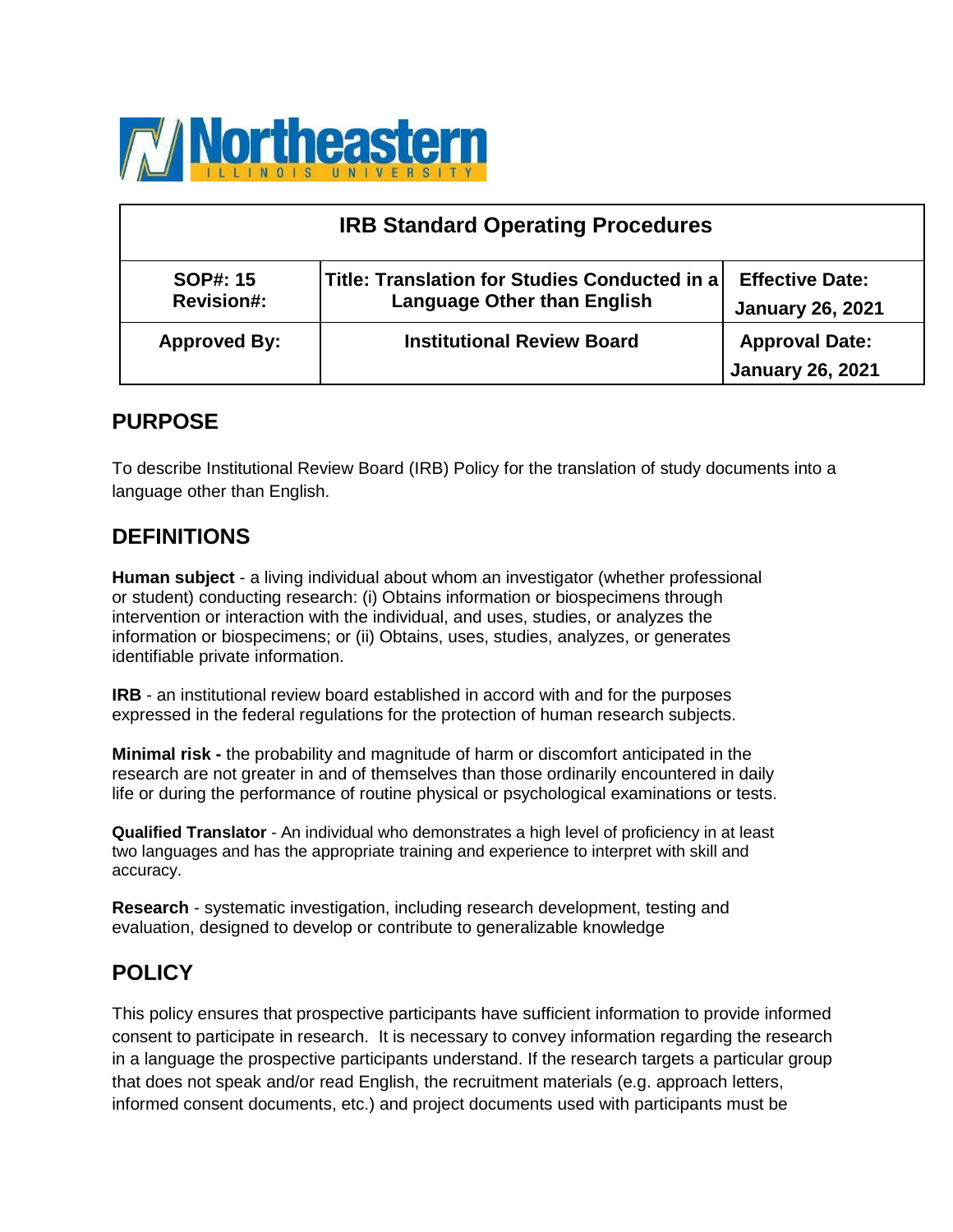Northeastern Illinois University

| IRB Standard Operating Procedures | | |
|---|---|---|
| **SOP#: 15**<br>**Revision#:** | **Title: Translation for Studies Conducted in a Language Other than English** | **Effective Date:**<br>**January 26, 2021** |
| **Approved By:** | **Institutional Review Board** | **Approval Date:**<br>**January 26, 2021** |

## PURPOSE

To describe Institutional Review Board (IRB) Policy for the translation of study documents into a language other than English.

## DEFINITIONS

**Human subject** - a living individual about whom an investigator (whether professional or student) conducting research: (i) Obtains information or biospecimens through intervention or interaction with the individual, and uses, studies, or analyzes the information or biospecimens; or (ii) Obtains, uses, studies, analyzes, or generates identifiable private information.

**IRB** - an institutional review board established in accord with and for the purposes expressed in the federal regulations for the protection of human research subjects.

**Minimal risk -** the probability and magnitude of harm or discomfort anticipated in the research are not greater in and of themselves than those ordinarily encountered in daily life or during the performance of routine physical or psychological examinations or tests.

**Qualified Translator** - An individual who demonstrates a high level of proficiency in at least two languages and has the appropriate training and experience to interpret with skill and accuracy.

**Research** - systematic investigation, including research development, testing and evaluation, designed to develop or contribute to generalizable knowledge

## POLICY

This policy ensures that prospective participants have sufficient information to provide informed consent to participate in research. It is necessary to convey information regarding the research in a language the prospective participants understand. If the research targets a particular group that does not speak and/or read English, the recruitment materials (e.g. approach letters, informed consent documents, etc.) and project documents used with participants must be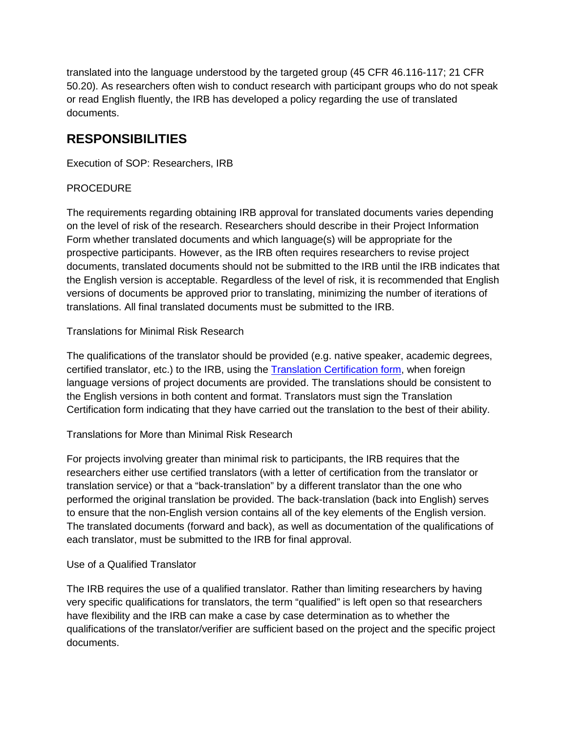translated into the language understood by the targeted group (45 CFR 46.116-117; 21 CFR 50.20). As researchers often wish to conduct research with participant groups who do not speak or read English fluently, the IRB has developed a policy regarding the use of translated documents.

## RESPONSIBILITIES

Execution of SOP: Researchers, IRB

PROCEDURE

The requirements regarding obtaining IRB approval for translated documents varies depending on the level of risk of the research. Researchers should describe in their Project Information Form whether translated documents and which language(s) will be appropriate for the prospective participants. However, as the IRB often requires researchers to revise project documents, translated documents should not be submitted to the IRB until the IRB indicates that the English version is acceptable. Regardless of the level of risk, it is recommended that English versions of documents be approved prior to translating, minimizing the number of iterations of translations. All final translated documents must be submitted to the IRB.

Translations for Minimal Risk Research

The qualifications of the translator should be provided (e.g. native speaker, academic degrees, certified translator, etc.) to the IRB, using the [Translation Certification form](), when foreign language versions of project documents are provided. The translations should be consistent to the English versions in both content and format. Translators must sign the Translation Certification form indicating that they have carried out the translation to the best of their ability.

Translations for More than Minimal Risk Research

For projects involving greater than minimal risk to participants, the IRB requires that the researchers either use certified translators (with a letter of certification from the translator or translation service) or that a "back-translation" by a different translator than the one who performed the original translation be provided. The back-translation (back into English) serves to ensure that the non-English version contains all of the key elements of the English version. The translated documents (forward and back), as well as documentation of the qualifications of each translator, must be submitted to the IRB for final approval.

Use of a Qualified Translator

The IRB requires the use of a qualified translator. Rather than limiting researchers by having very specific qualifications for translators, the term "qualified" is left open so that researchers have flexibility and the IRB can make a case by case determination as to whether the qualifications of the translator/verifier are sufficient based on the project and the specific project documents.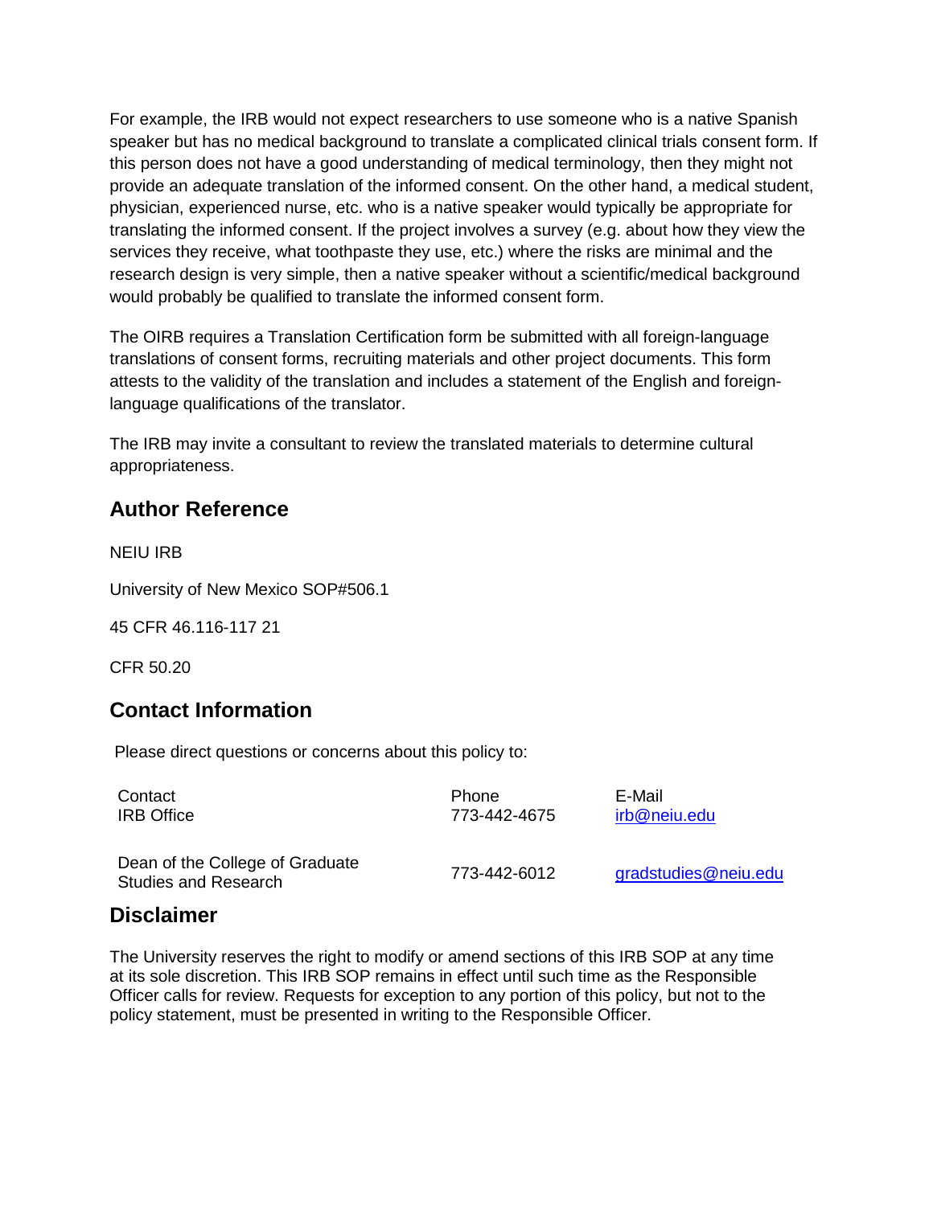For example, the IRB would not expect researchers to use someone who is a native Spanish speaker but has no medical background to translate a complicated clinical trials consent form. If this person does not have a good understanding of medical terminology, then they might not provide an adequate translation of the informed consent. On the other hand, a medical student, physician, experienced nurse, etc. who is a native speaker would typically be appropriate for translating the informed consent. If the project involves a survey (e.g. about how they view the services they receive, what toothpaste they use, etc.) where the risks are minimal and the research design is very simple, then a native speaker without a scientific/medical background would probably be qualified to translate the informed consent form.

The OIRB requires a Translation Certification form be submitted with all foreign-language translations of consent forms, recruiting materials and other project documents. This form attests to the validity of the translation and includes a statement of the English and foreign-language qualifications of the translator.

The IRB may invite a consultant to review the translated materials to determine cultural appropriateness.

## Author Reference

NEIU IRB

University of New Mexico SOP#506.1

45 CFR 46.116-117 21

CFR 50.20

## Contact Information

Please direct questions or concerns about this policy to:

| Contact | Phone | E-Mail |
|---|---|---|
| IRB Office | 773-442-4675 | irb@neiu.edu |
| Dean of the College of Graduate Studies and Research | 773-442-6012 | gradstudies@neiu.edu |

## Disclaimer

The University reserves the right to modify or amend sections of this IRB SOP at any time at its sole discretion. This IRB SOP remains in effect until such time as the Responsible Officer calls for review. Requests for exception to any portion of this policy, but not to the policy statement, must be presented in writing to the Responsible Officer.